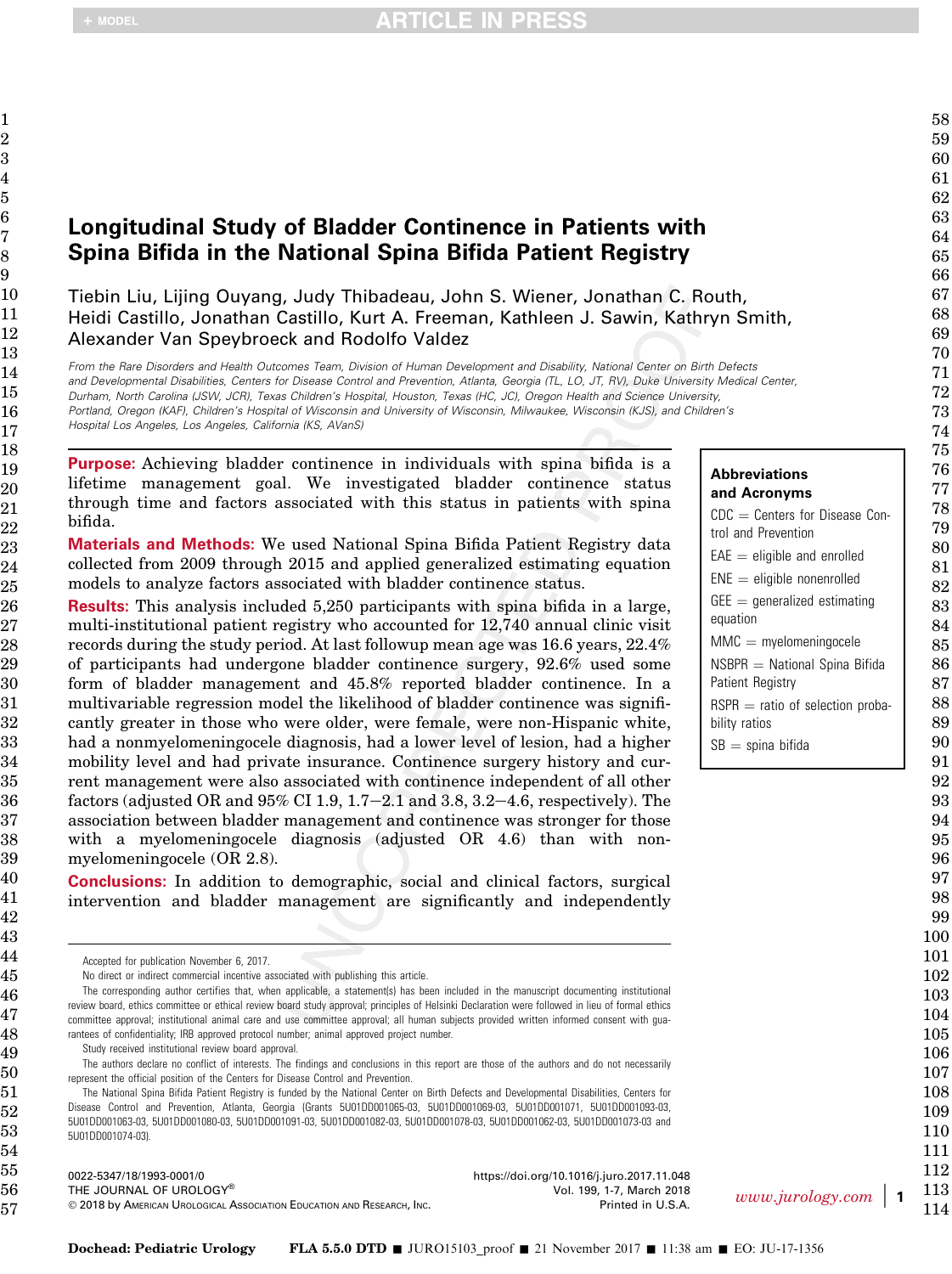# Longitudinal Study of Bladder Continence in Patients with Spina Bifida in the National Spina Bifida Patient Registry

Tiebin Liu, Lijing Ouyang, Judy Thibadeau, John S. Wiener, Jonathan C. Routh, Heidi Castillo, Jonathan Castillo, Kurt A. Freeman, Kathleen J. Sawin, Kathryn Smith, Alexander Van Speybroeck and Rodolfo Valdez

From the Rare Disorders and Health Outcomes Team, Division of Human Development and Disability, National Center on Birth Defects and Developmental Disabilities, Centers for Disease Control and Prevention, Atlanta, Georgia (TL, LO, JT, RV), Duke University Medical Center, Durham, North Carolina (JSW, JCR), Texas Children's Hospital, Houston, Texas (HC, JC), Oregon Health and Science University, Portland, Oregon (KAF), Children's Hospital of Wisconsin and University of Wisconsin, Milwaukee, Wisconsin (KJS), and Children's Hospital Los Angeles, Los Angeles, California (KS, AVanS)

**Purpose:** Achieving bladder continence in individuals with spina bifida is a lifetime management goal. We investigated bladder continence status through time and factors associated with this status in patients with spina bifida.

**Materials and Methods:** We used National Spina Bifida Patient Registry data collected from 2009 through 2015 and applied generalized estimating equation models to analyze factors associated with bladder continence status.

**Results:** This analysis included 5,250 participants with spina bifida in a large, multi-institutional patient registry who accounted for 12,740 annual clinic visit records during the study period. At last followup mean age was 16.6 years, 22.4% of participants had undergone bladder continence surgery, 92.6% used some form of bladder management and 45.8% reported bladder continence. In a multivariable regression model the likelihood of bladder continence was significantly greater in those who were older, were female, were non-Hispanic white, had a nonmyelomeningocele diagnosis, had a lower level of lesion, had a higher mobility level and had private insurance. Continence surgery history and current management were also associated with continence independent of all other factors (adjusted OR and 95% CI 1.9, 1.7–2.1 and 3.8, 3.2–4.6, respectively). The association between bladder management and continence was stronger for those with a myelomeningocele diagnosis (adjusted OR 4.6) than with non-myelomeningocele (OR 2.8).

**Conclusions:** In addition to demographic, social and clinical factors, surgical intervention and bladder management are significantly and independently

**Abbreviations and Acronyms**

CDC = Centers for Disease Control and Prevention

EAE = eligible and enrolled

ENE = eligible nonenrolled

GEE = generalized estimating equation

MMC = myelomeningocele

NSBPR = National Spina Bifida Patient Registry

RSPR = ratio of selection probability ratios

SB = spina bifida

Accepted for publication November 6, 2017.

No direct or indirect commercial incentive associated with publishing this article.

The corresponding author certifies that, when applicable, a statement(s) has been included in the manuscript documenting institutional review board, ethics committee or ethical review board study approval; principles of Helsinki Declaration were followed in lieu of formal ethics committee approval; institutional animal care and use committee approval; all human subjects provided written informed consent with guarantees of confidentiality; IRB approved protocol number; animal approved project number.

Study received institutional review board approval.

The authors declare no conflict of interests. The findings and conclusions in this report are those of the authors and do not necessarily represent the official position of the Centers for Disease Control and Prevention.

The National Spina Bifida Patient Registry is funded by the National Center on Birth Defects and Developmental Disabilities, Centers for Disease Control and Prevention, Atlanta, Georgia (Grants 5U01DD001065-03, 5U01DD001069-03, 5U01DD001071, 5U01DD001093-03, 5U01DD001063-03, 5U01DD001080-03, 5U01DD001091-03, 5U01DD001082-03, 5U01DD001078-03, 5U01DD001062-03, 5U01DD001073-03 and 5U01DD001074-03).

0022-5347/18/1993-0001/0
THE JOURNAL OF UROLOGY®
© 2018 by American Urological Association Education and Research, Inc.

https://doi.org/10.1016/j.juro.2017.11.048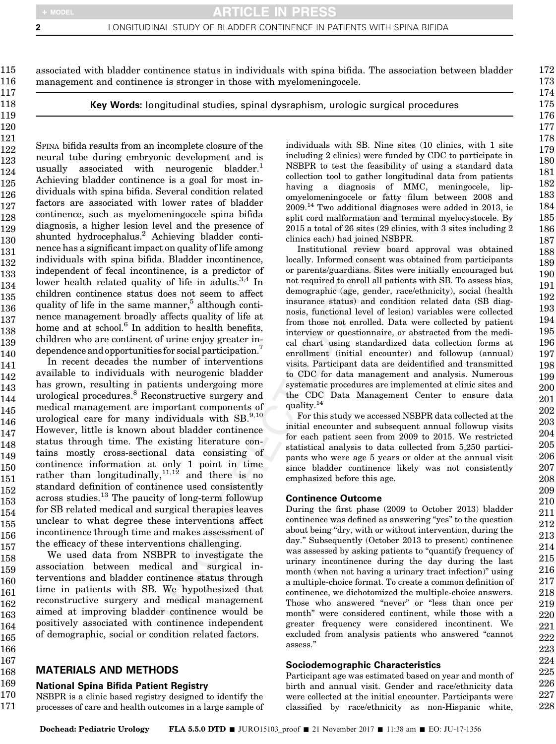associated with bladder continence status in individuals with spina bifida. The association between bladder management and continence is stronger in those with myelomeningocele.

**Key Words:** longitudinal studies, spinal dysraphism, urologic surgical procedures

Spina bifida results from an incomplete closure of the neural tube during embryonic development and is usually associated with neurogenic bladder.[1] Achieving bladder continence is a goal for most individuals with spina bifida. Several condition related factors are associated with lower rates of bladder continence, such as myelomeningocele spina bifida diagnosis, a higher lesion level and the presence of shunted hydrocephalus.[2] Achieving bladder continence has a significant impact on quality of life among individuals with spina bifida. Bladder incontinence, independent of fecal incontinence, is a predictor of lower health related quality of life in adults.[3,4] In children continence status does not seem to affect quality of life in the same manner,[5] although continence management broadly affects quality of life at home and at school.[6] In addition to health benefits, children who are continent of urine enjoy greater independence and opportunities for social participation.[7]

In recent decades the number of interventions available to individuals with neurogenic bladder has grown, resulting in patients undergoing more urological procedures.[8] Reconstructive surgery and medical management are important components of urological care for many individuals with SB.[9,10] However, little is known about bladder continence status through time. The existing literature contains mostly cross-sectional data consisting of continence information at only 1 point in time rather than longitudinally,[11,12] and there is no standard definition of continence used consistently across studies.[13] The paucity of long-term followup for SB related medical and surgical therapies leaves unclear to what degree these interventions affect incontinence through time and makes assessment of the efficacy of these interventions challenging.

We used data from NSBPR to investigate the association between medical and surgical interventions and bladder continence status through time in patients with SB. We hypothesized that reconstructive surgery and medical management aimed at improving bladder continence would be positively associated with continence independent of demographic, social or condition related factors.

## MATERIALS AND METHODS

### National Spina Bifida Patient Registry

NSBPR is a clinic based registry designed to identify the processes of care and health outcomes in a large sample of individuals with SB. Nine sites (10 clinics, with 1 site including 2 clinics) were funded by CDC to participate in NSBPR to test the feasibility of using a standard data collection tool to gather longitudinal data from patients having a diagnosis of MMC, meningocele, lipomyelomeningocele or fatty filum between 2008 and 2009.[14] Two additional diagnoses were added in 2013, ie split cord malformation and terminal myelocystocele. By 2015 a total of 26 sites (29 clinics, with 3 sites including 2 clinics each) had joined NSBPR.

Institutional review board approval was obtained locally. Informed consent was obtained from participants or parents/guardians. Sites were initially encouraged but not required to enroll all patients with SB. To assess bias, demographic (age, gender, race/ethnicity), social (health insurance status) and condition related data (SB diagnosis, functional level of lesion) variables were collected from those not enrolled. Data were collected by patient interview or questionnaire, or abstracted from the medical chart using standardized data collection forms at enrollment (initial encounter) and followup (annual) visits. Participant data are deidentified and transmitted to CDC for data management and analysis. Numerous systematic procedures are implemented at clinic sites and the CDC Data Management Center to ensure data quality.[14]

For this study we accessed NSBPR data collected at the initial encounter and subsequent annual followup visits for each patient seen from 2009 to 2015. We restricted statistical analysis to data collected from 5,250 participants who were age 5 years or older at the annual visit since bladder continence likely was not consistently emphasized before this age.

### Continence Outcome

During the first phase (2009 to October 2013) bladder continence was defined as answering "yes" to the question about being "dry, with or without intervention, during the day." Subsequently (October 2013 to present) continence was assessed by asking patients to "quantify frequency of urinary incontinence during the day during the last month (when not having a urinary tract infection)" using a multiple-choice format. To create a common definition of continence, we dichotomized the multiple-choice answers. Those who answered "never" or "less than once per month" were considered continent, while those with a greater frequency were considered incontinent. We excluded from analysis patients who answered "cannot assess."

### Sociodemographic Characteristics

Participant age was estimated based on year and month of birth and annual visit. Gender and race/ethnicity data were collected at the initial encounter. Participants were classified by race/ethnicity as non-Hispanic white,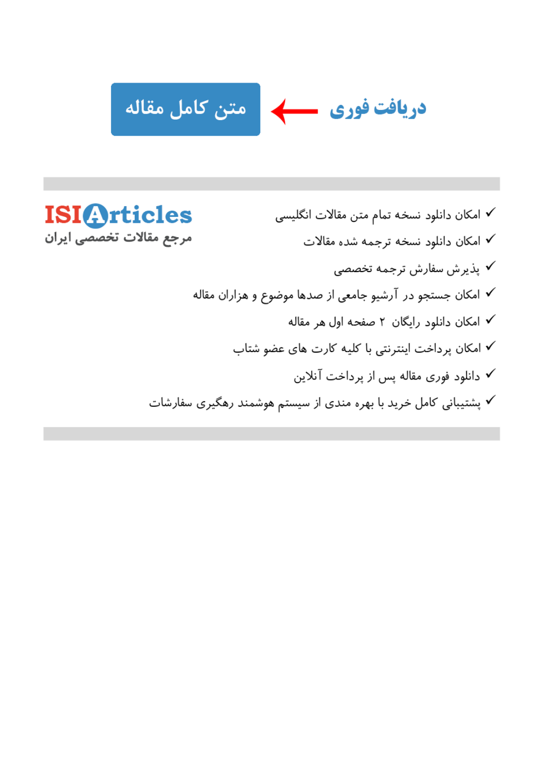دریافت فوری ← متن کامل مقاله

**ISIArticles**
مرجع مقالات تخصصی ایران

- ✓ امکان دانلود نسخه تمام متن مقالات انگلیسی
- ✓ امکان دانلود نسخه ترجمه شده مقالات
- ✓ پذیرش سفارش ترجمه تخصصی
- ✓ امکان جستجو در آرشیو جامعی از صدها موضوع و هزاران مقاله
- ✓ امکان دانلود رایگان ۲ صفحه اول هر مقاله
- ✓ امکان پرداخت اینترنتی با کلیه کارت های عضو شتاب
- ✓ دانلود فوری مقاله پس از پرداخت آنلاین
- ✓ پشتیبانی کامل خرید با بهره مندی از سیستم هوشمند رهگیری سفارشات